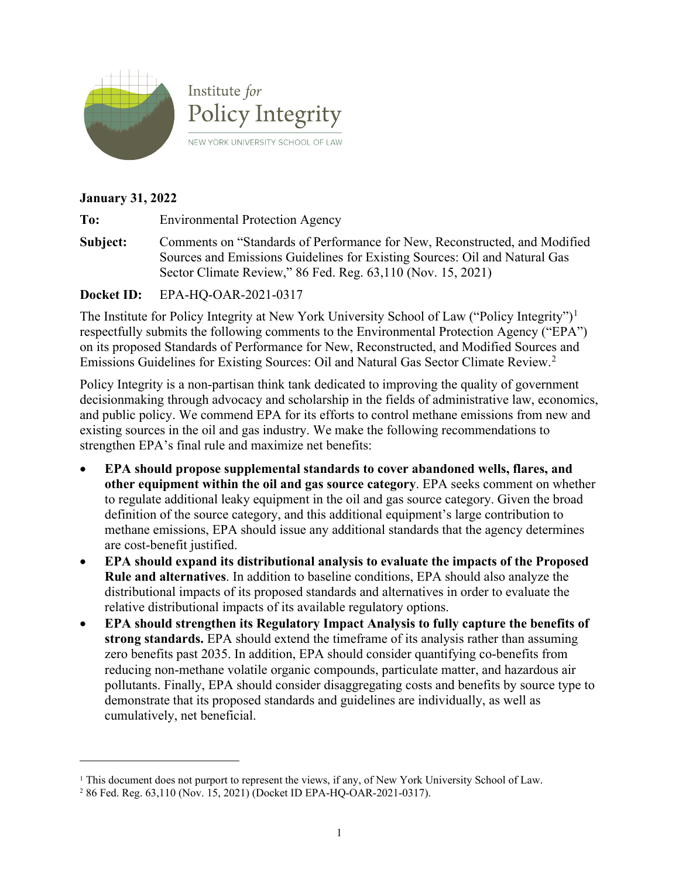Institute *for* Policy Integrity

NEW YORK UNIVERSITY SCHOOL OF LAW

**January 31, 2022**

**To:** Environmental Protection Agency

**Subject:** Comments on "Standards of Performance for New, Reconstructed, and Modified Sources and Emissions Guidelines for Existing Sources: Oil and Natural Gas Sector Climate Review," 86 Fed. Reg. 63,110 (Nov. 15, 2021)

**Docket ID:** EPA-HQ-OAR-2021-0317

The Institute for Policy Integrity at New York University School of Law ("Policy Integrity")[1] respectfully submits the following comments to the Environmental Protection Agency ("EPA") on its proposed Standards of Performance for New, Reconstructed, and Modified Sources and Emissions Guidelines for Existing Sources: Oil and Natural Gas Sector Climate Review.[2]

Policy Integrity is a non-partisan think tank dedicated to improving the quality of government decisionmaking through advocacy and scholarship in the fields of administrative law, economics, and public policy. We commend EPA for its efforts to control methane emissions from new and existing sources in the oil and gas industry. We make the following recommendations to strengthen EPA's final rule and maximize net benefits:

- **EPA should propose supplemental standards to cover abandoned wells, flares, and other equipment within the oil and gas source category**. EPA seeks comment on whether to regulate additional leaky equipment in the oil and gas source category. Given the broad definition of the source category, and this additional equipment's large contribution to methane emissions, EPA should issue any additional standards that the agency determines are cost-benefit justified.
- **EPA should expand its distributional analysis to evaluate the impacts of the Proposed Rule and alternatives**. In addition to baseline conditions, EPA should also analyze the distributional impacts of its proposed standards and alternatives in order to evaluate the relative distributional impacts of its available regulatory options.
- **EPA should strengthen its Regulatory Impact Analysis to fully capture the benefits of strong standards.** EPA should extend the timeframe of its analysis rather than assuming zero benefits past 2035. In addition, EPA should consider quantifying co-benefits from reducing non-methane volatile organic compounds, particulate matter, and hazardous air pollutants. Finally, EPA should consider disaggregating costs and benefits by source type to demonstrate that its proposed standards and guidelines are individually, as well as cumulatively, net beneficial.

[1] This document does not purport to represent the views, if any, of New York University School of Law.

[2] 86 Fed. Reg. 63,110 (Nov. 15, 2021) (Docket ID EPA-HQ-OAR-2021-0317).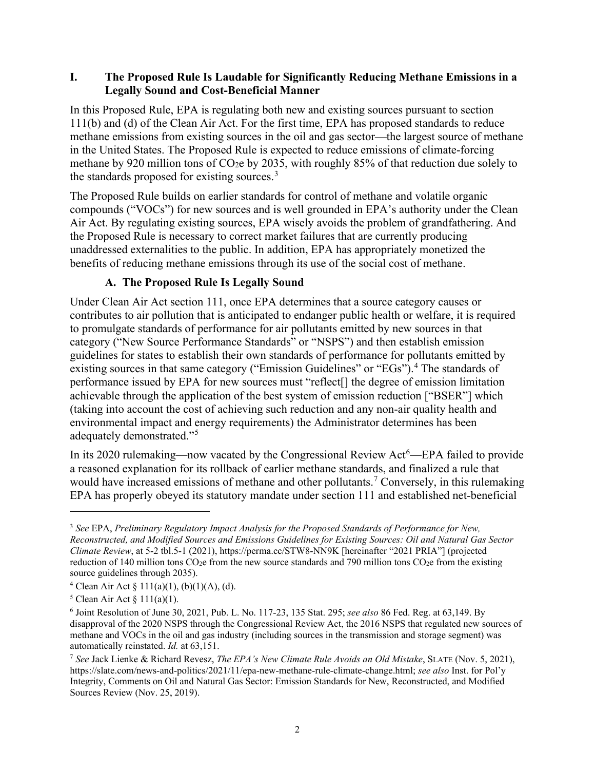## I. The Proposed Rule Is Laudable for Significantly Reducing Methane Emissions in a Legally Sound and Cost-Beneficial Manner

In this Proposed Rule, EPA is regulating both new and existing sources pursuant to section 111(b) and (d) of the Clean Air Act. For the first time, EPA has proposed standards to reduce methane emissions from existing sources in the oil and gas sector—the largest source of methane in the United States. The Proposed Rule is expected to reduce emissions of climate-forcing methane by 920 million tons of $CO_2e$ by 2035, with roughly 85% of that reduction due solely to the standards proposed for existing sources.[3]

The Proposed Rule builds on earlier standards for control of methane and volatile organic compounds ("VOCs") for new sources and is well grounded in EPA's authority under the Clean Air Act. By regulating existing sources, EPA wisely avoids the problem of grandfathering. And the Proposed Rule is necessary to correct market failures that are currently producing unaddressed externalities to the public. In addition, EPA has appropriately monetized the benefits of reducing methane emissions through its use of the social cost of methane.

### A. The Proposed Rule Is Legally Sound

Under Clean Air Act section 111, once EPA determines that a source category causes or contributes to air pollution that is anticipated to endanger public health or welfare, it is required to promulgate standards of performance for air pollutants emitted by new sources in that category ("New Source Performance Standards" or "NSPS") and then establish emission guidelines for states to establish their own standards of performance for pollutants emitted by existing sources in that same category ("Emission Guidelines" or "EGs").[4] The standards of performance issued by EPA for new sources must "reflect[] the degree of emission limitation achievable through the application of the best system of emission reduction ["BSER"] which (taking into account the cost of achieving such reduction and any non-air quality health and environmental impact and energy requirements) the Administrator determines has been adequately demonstrated."[5]

In its 2020 rulemaking—now vacated by the Congressional Review Act[6]—EPA failed to provide a reasoned explanation for its rollback of earlier methane standards, and finalized a rule that would have increased emissions of methane and other pollutants.[7] Conversely, in this rulemaking EPA has properly obeyed its statutory mandate under section 111 and established net-beneficial

---

[3] *See* EPA, *Preliminary Regulatory Impact Analysis for the Proposed Standards of Performance for New, Reconstructed, and Modified Sources and Emissions Guidelines for Existing Sources: Oil and Natural Gas Sector Climate Review*, at 5-2 tbl.5-1 (2021), https://perma.cc/STW8-NN9K [hereinafter "2021 PRIA"] (projected reduction of 140 million tons $CO_2e$ from the new source standards and 790 million tons $CO_2e$ from the existing source guidelines through 2035).

[4] Clean Air Act § 111(a)(1), (b)(1)(A), (d).

[5] Clean Air Act § 111(a)(1).

[6] Joint Resolution of June 30, 2021, Pub. L. No. 117-23, 135 Stat. 295; *see also* 86 Fed. Reg. at 63,149. By disapproval of the 2020 NSPS through the Congressional Review Act, the 2016 NSPS that regulated new sources of methane and VOCs in the oil and gas industry (including sources in the transmission and storage segment) was automatically reinstated. *Id.* at 63,151.

[7] *See* Jack Lienke & Richard Revesz, *The EPA's New Climate Rule Avoids an Old Mistake*, SLATE (Nov. 5, 2021), https://slate.com/news-and-politics/2021/11/epa-new-methane-rule-climate-change.html; *see also* Inst. for Pol'y Integrity, Comments on Oil and Natural Gas Sector: Emission Standards for New, Reconstructed, and Modified Sources Review (Nov. 25, 2019).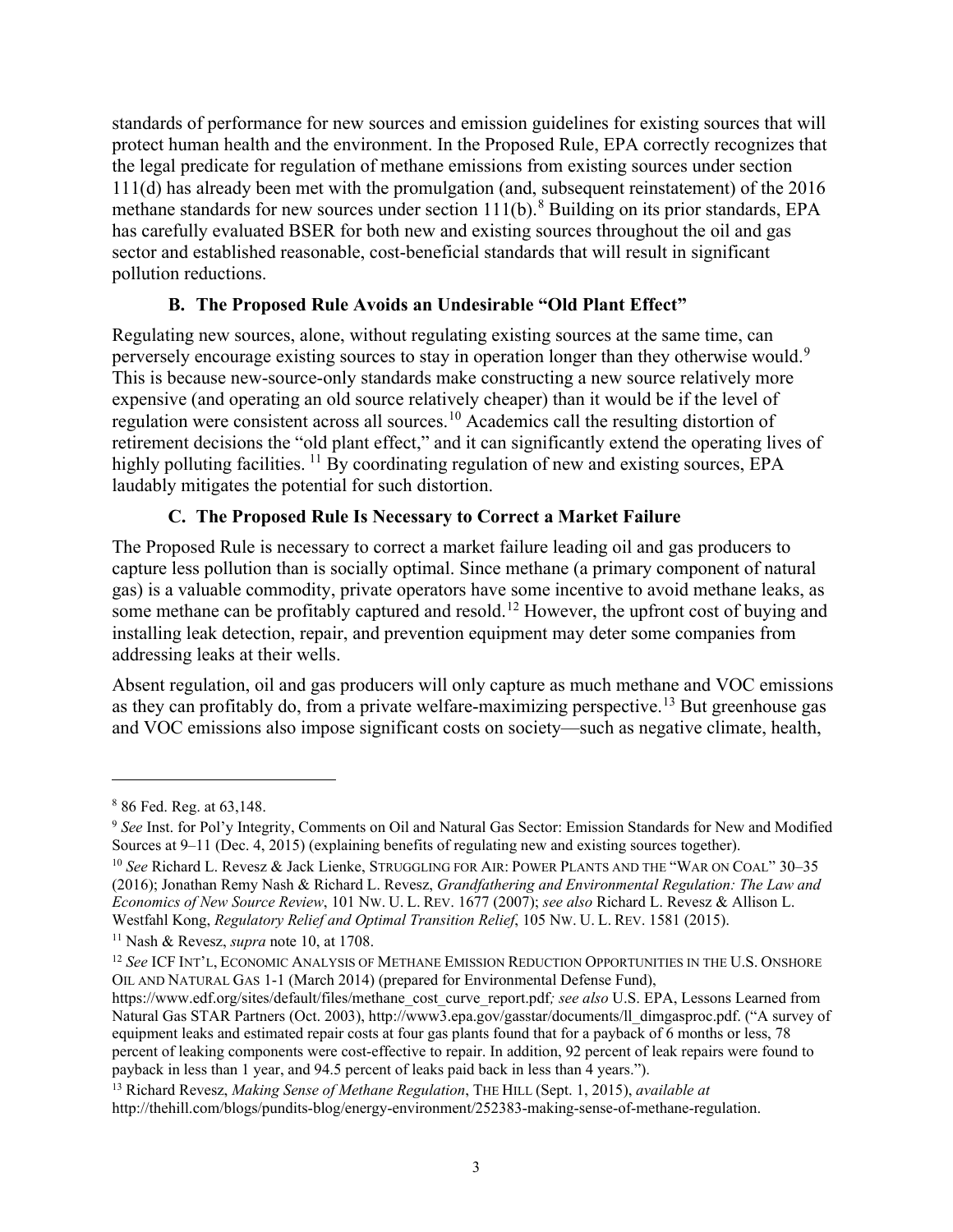standards of performance for new sources and emission guidelines for existing sources that will protect human health and the environment. In the Proposed Rule, EPA correctly recognizes that the legal predicate for regulation of methane emissions from existing sources under section 111(d) has already been met with the promulgation (and, subsequent reinstatement) of the 2016 methane standards for new sources under section 111(b).[8] Building on its prior standards, EPA has carefully evaluated BSER for both new and existing sources throughout the oil and gas sector and established reasonable, cost-beneficial standards that will result in significant pollution reductions.

### B. The Proposed Rule Avoids an Undesirable "Old Plant Effect"

Regulating new sources, alone, without regulating existing sources at the same time, can perversely encourage existing sources to stay in operation longer than they otherwise would.[9] This is because new-source-only standards make constructing a new source relatively more expensive (and operating an old source relatively cheaper) than it would be if the level of regulation were consistent across all sources.[10] Academics call the resulting distortion of retirement decisions the "old plant effect," and it can significantly extend the operating lives of highly polluting facilities.[11] By coordinating regulation of new and existing sources, EPA laudably mitigates the potential for such distortion.

### C. The Proposed Rule Is Necessary to Correct a Market Failure

The Proposed Rule is necessary to correct a market failure leading oil and gas producers to capture less pollution than is socially optimal. Since methane (a primary component of natural gas) is a valuable commodity, private operators have some incentive to avoid methane leaks, as some methane can be profitably captured and resold.[12] However, the upfront cost of buying and installing leak detection, repair, and prevention equipment may deter some companies from addressing leaks at their wells.

Absent regulation, oil and gas producers will only capture as much methane and VOC emissions as they can profitably do, from a private welfare-maximizing perspective.[13] But greenhouse gas and VOC emissions also impose significant costs on society—such as negative climate, health,

---

[8] 86 Fed. Reg. at 63,148.

[9] *See* Inst. for Pol'y Integrity, Comments on Oil and Natural Gas Sector: Emission Standards for New and Modified Sources at 9–11 (Dec. 4, 2015) (explaining benefits of regulating new and existing sources together).

[10] *See* Richard L. Revesz & Jack Lienke, STRUGGLING FOR AIR: POWER PLANTS AND THE "WAR ON COAL" 30–35 (2016); Jonathan Remy Nash & Richard L. Revesz, *Grandfathering and Environmental Regulation: The Law and Economics of New Source Review*, 101 NW. U. L. REV. 1677 (2007); *see also* Richard L. Revesz & Allison L. Westfahl Kong, *Regulatory Relief and Optimal Transition Relief*, 105 NW. U. L. REV. 1581 (2015).

[11] Nash & Revesz, *supra* note 10, at 1708.

[12] *See* ICF INT'L, ECONOMIC ANALYSIS OF METHANE EMISSION REDUCTION OPPORTUNITIES IN THE U.S. ONSHORE OIL AND NATURAL GAS 1-1 (March 2014) (prepared for Environmental Defense Fund), https://www.edf.org/sites/default/files/methane_cost_curve_report.pdf*; see also* U.S. EPA, Lessons Learned from Natural Gas STAR Partners (Oct. 2003), http://www3.epa.gov/gasstar/documents/ll_dimgasproc.pdf. ("A survey of equipment leaks and estimated repair costs at four gas plants found that for a payback of 6 months or less, 78 percent of leaking components were cost-effective to repair. In addition, 92 percent of leak repairs were found to payback in less than 1 year, and 94.5 percent of leaks paid back in less than 4 years.").

[13] Richard Revesz, *Making Sense of Methane Regulation*, THE HILL (Sept. 1, 2015), *available at* http://thehill.com/blogs/pundits-blog/energy-environment/252383-making-sense-of-methane-regulation.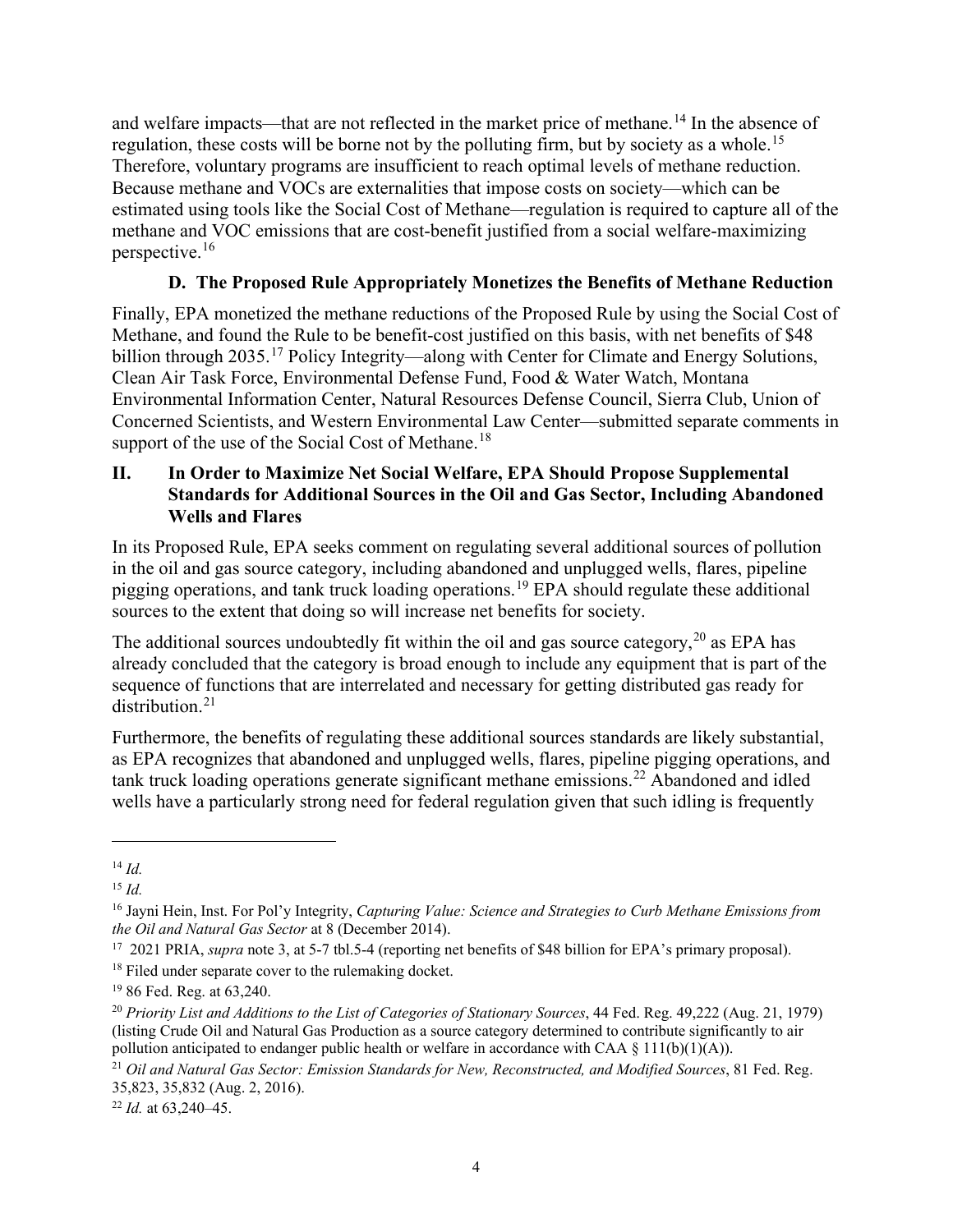and welfare impacts—that are not reflected in the market price of methane.[14] In the absence of regulation, these costs will be borne not by the polluting firm, but by society as a whole.[15] Therefore, voluntary programs are insufficient to reach optimal levels of methane reduction. Because methane and VOCs are externalities that impose costs on society—which can be estimated using tools like the Social Cost of Methane—regulation is required to capture all of the methane and VOC emissions that are cost-benefit justified from a social welfare-maximizing perspective.[16]

### D. The Proposed Rule Appropriately Monetizes the Benefits of Methane Reduction

Finally, EPA monetized the methane reductions of the Proposed Rule by using the Social Cost of Methane, and found the Rule to be benefit-cost justified on this basis, with net benefits of $48 billion through 2035.[17] Policy Integrity—along with Center for Climate and Energy Solutions, Clean Air Task Force, Environmental Defense Fund, Food & Water Watch, Montana Environmental Information Center, Natural Resources Defense Council, Sierra Club, Union of Concerned Scientists, and Western Environmental Law Center—submitted separate comments in support of the use of the Social Cost of Methane.[18]

## II. In Order to Maximize Net Social Welfare, EPA Should Propose Supplemental Standards for Additional Sources in the Oil and Gas Sector, Including Abandoned Wells and Flares

In its Proposed Rule, EPA seeks comment on regulating several additional sources of pollution in the oil and gas source category, including abandoned and unplugged wells, flares, pipeline pigging operations, and tank truck loading operations.[19] EPA should regulate these additional sources to the extent that doing so will increase net benefits for society.

The additional sources undoubtedly fit within the oil and gas source category,[20] as EPA has already concluded that the category is broad enough to include any equipment that is part of the sequence of functions that are interrelated and necessary for getting distributed gas ready for distribution.[21]

Furthermore, the benefits of regulating these additional sources standards are likely substantial, as EPA recognizes that abandoned and unplugged wells, flares, pipeline pigging operations, and tank truck loading operations generate significant methane emissions.[22] Abandoned and idled wells have a particularly strong need for federal regulation given that such idling is frequently

---

[14] *Id.*

[15] *Id.*

[16] Jayni Hein, Inst. For Pol'y Integrity, *Capturing Value: Science and Strategies to Curb Methane Emissions from the Oil and Natural Gas Sector* at 8 (December 2014).

[17] 2021 PRIA, *supra* note 3, at 5-7 tbl.5-4 (reporting net benefits of $48 billion for EPA's primary proposal).

[18] Filed under separate cover to the rulemaking docket.

[19] 86 Fed. Reg. at 63,240.

[20] *Priority List and Additions to the List of Categories of Stationary Sources*, 44 Fed. Reg. 49,222 (Aug. 21, 1979) (listing Crude Oil and Natural Gas Production as a source category determined to contribute significantly to air pollution anticipated to endanger public health or welfare in accordance with CAA § 111(b)(1)(A)).

[21] *Oil and Natural Gas Sector: Emission Standards for New, Reconstructed, and Modified Sources*, 81 Fed. Reg. 35,823, 35,832 (Aug. 2, 2016).

[22] *Id.* at 63,240–45.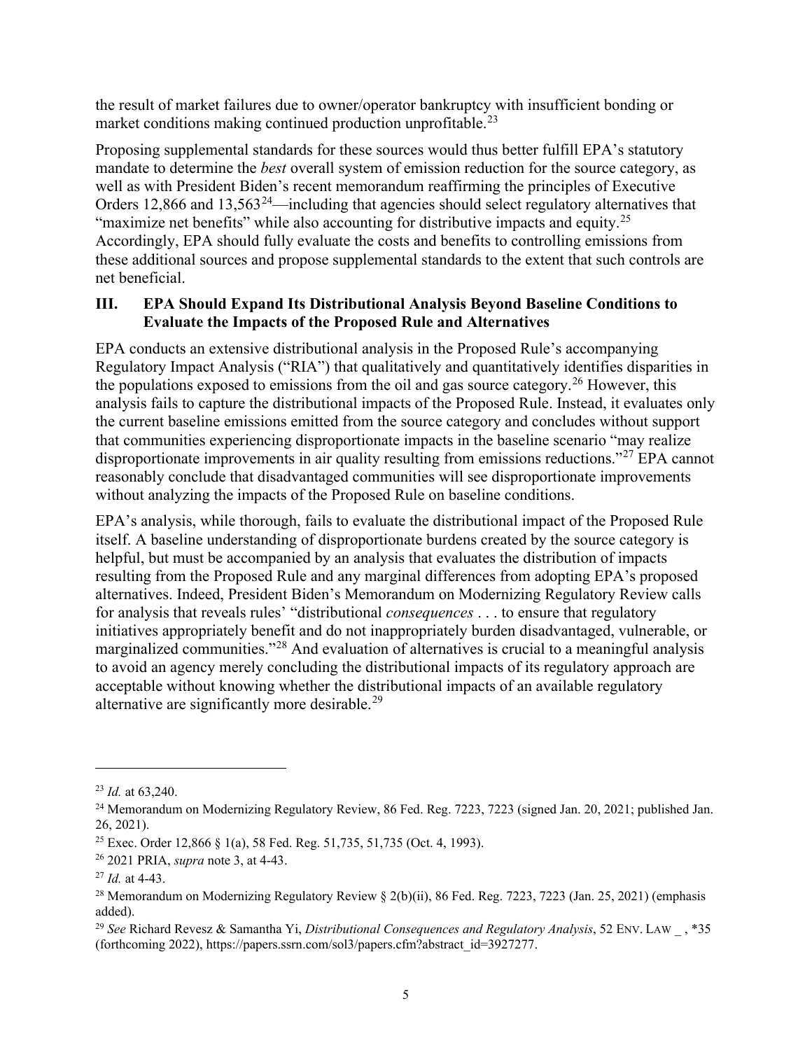the result of market failures due to owner/operator bankruptcy with insufficient bonding or market conditions making continued production unprofitable.[23]

Proposing supplemental standards for these sources would thus better fulfill EPA's statutory mandate to determine the *best* overall system of emission reduction for the source category, as well as with President Biden's recent memorandum reaffirming the principles of Executive Orders 12,866 and 13,563[24]—including that agencies should select regulatory alternatives that "maximize net benefits" while also accounting for distributive impacts and equity.[25] Accordingly, EPA should fully evaluate the costs and benefits to controlling emissions from these additional sources and propose supplemental standards to the extent that such controls are net beneficial.

## III. EPA Should Expand Its Distributional Analysis Beyond Baseline Conditions to Evaluate the Impacts of the Proposed Rule and Alternatives

EPA conducts an extensive distributional analysis in the Proposed Rule's accompanying Regulatory Impact Analysis ("RIA") that qualitatively and quantitatively identifies disparities in the populations exposed to emissions from the oil and gas source category.[26] However, this analysis fails to capture the distributional impacts of the Proposed Rule. Instead, it evaluates only the current baseline emissions emitted from the source category and concludes without support that communities experiencing disproportionate impacts in the baseline scenario "may realize disproportionate improvements in air quality resulting from emissions reductions."[27] EPA cannot reasonably conclude that disadvantaged communities will see disproportionate improvements without analyzing the impacts of the Proposed Rule on baseline conditions.

EPA's analysis, while thorough, fails to evaluate the distributional impact of the Proposed Rule itself. A baseline understanding of disproportionate burdens created by the source category is helpful, but must be accompanied by an analysis that evaluates the distribution of impacts resulting from the Proposed Rule and any marginal differences from adopting EPA's proposed alternatives. Indeed, President Biden's Memorandum on Modernizing Regulatory Review calls for analysis that reveals rules' "distributional *consequences* . . . to ensure that regulatory initiatives appropriately benefit and do not inappropriately burden disadvantaged, vulnerable, or marginalized communities."[28] And evaluation of alternatives is crucial to a meaningful analysis to avoid an agency merely concluding the distributional impacts of its regulatory approach are acceptable without knowing whether the distributional impacts of an available regulatory alternative are significantly more desirable.[29]

---

[23] *Id.* at 63,240.

[24] Memorandum on Modernizing Regulatory Review, 86 Fed. Reg. 7223, 7223 (signed Jan. 20, 2021; published Jan. 26, 2021).

[25] Exec. Order 12,866 § 1(a), 58 Fed. Reg. 51,735, 51,735 (Oct. 4, 1993).

[26] 2021 PRIA, *supra* note 3, at 4-43.

[27] *Id.* at 4-43.

[28] Memorandum on Modernizing Regulatory Review § 2(b)(ii), 86 Fed. Reg. 7223, 7223 (Jan. 25, 2021) (emphasis added).

[29] *See* Richard Revesz & Samantha Yi, *Distributional Consequences and Regulatory Analysis*, 52 ENV. LAW _ , *35 (forthcoming 2022), https://papers.ssrn.com/sol3/papers.cfm?abstract_id=3927277.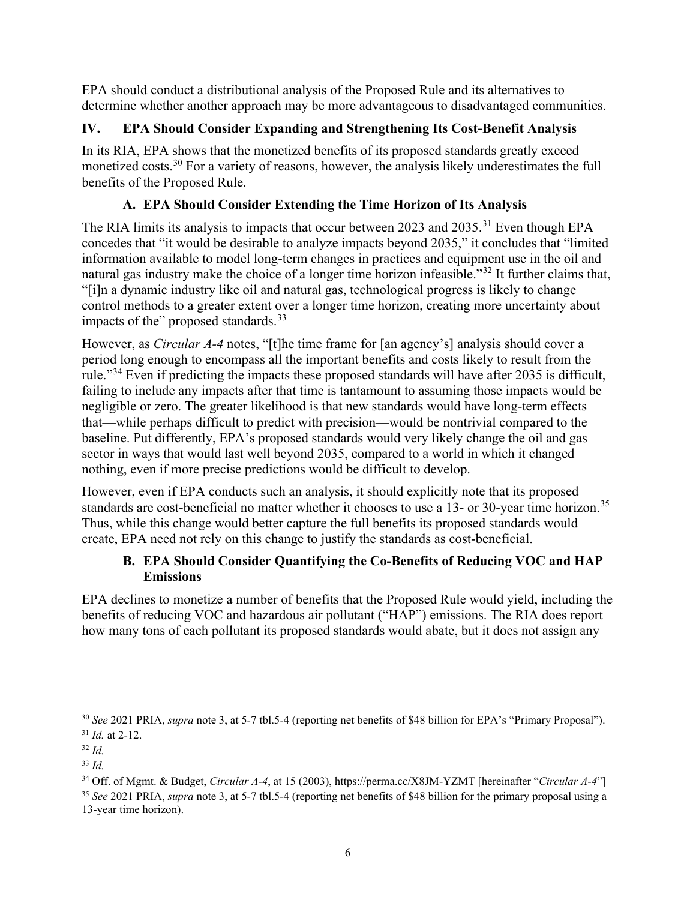EPA should conduct a distributional analysis of the Proposed Rule and its alternatives to determine whether another approach may be more advantageous to disadvantaged communities.

## IV. EPA Should Consider Expanding and Strengthening Its Cost-Benefit Analysis

In its RIA, EPA shows that the monetized benefits of its proposed standards greatly exceed monetized costs.[30] For a variety of reasons, however, the analysis likely underestimates the full benefits of the Proposed Rule.

### A. EPA Should Consider Extending the Time Horizon of Its Analysis

The RIA limits its analysis to impacts that occur between 2023 and 2035.[31] Even though EPA concedes that "it would be desirable to analyze impacts beyond 2035," it concludes that "limited information available to model long-term changes in practices and equipment use in the oil and natural gas industry make the choice of a longer time horizon infeasible."[32] It further claims that, "[i]n a dynamic industry like oil and natural gas, technological progress is likely to change control methods to a greater extent over a longer time horizon, creating more uncertainty about impacts of the" proposed standards.[33]

However, as *Circular A-4* notes, "[t]he time frame for [an agency's] analysis should cover a period long enough to encompass all the important benefits and costs likely to result from the rule."[34] Even if predicting the impacts these proposed standards will have after 2035 is difficult, failing to include any impacts after that time is tantamount to assuming those impacts would be negligible or zero. The greater likelihood is that new standards would have long-term effects that—while perhaps difficult to predict with precision—would be nontrivial compared to the baseline. Put differently, EPA's proposed standards would very likely change the oil and gas sector in ways that would last well beyond 2035, compared to a world in which it changed nothing, even if more precise predictions would be difficult to develop.

However, even if EPA conducts such an analysis, it should explicitly note that its proposed standards are cost-beneficial no matter whether it chooses to use a 13- or 30-year time horizon.[35] Thus, while this change would better capture the full benefits its proposed standards would create, EPA need not rely on this change to justify the standards as cost-beneficial.

### B. EPA Should Consider Quantifying the Co-Benefits of Reducing VOC and HAP Emissions

EPA declines to monetize a number of benefits that the Proposed Rule would yield, including the benefits of reducing VOC and hazardous air pollutant ("HAP") emissions. The RIA does report how many tons of each pollutant its proposed standards would abate, but it does not assign any

---

[30] *See* 2021 PRIA, *supra* note 3, at 5-7 tbl.5-4 (reporting net benefits of $48 billion for EPA's "Primary Proposal").

[31] *Id.* at 2-12.

[32] *Id.*

[33] *Id.*

[34] Off. of Mgmt. & Budget, *Circular A-4*, at 15 (2003), https://perma.cc/X8JM-YZMT [hereinafter "*Circular A-4*"]

[35] *See* 2021 PRIA, *supra* note 3, at 5-7 tbl.5-4 (reporting net benefits of $48 billion for the primary proposal using a 13-year time horizon).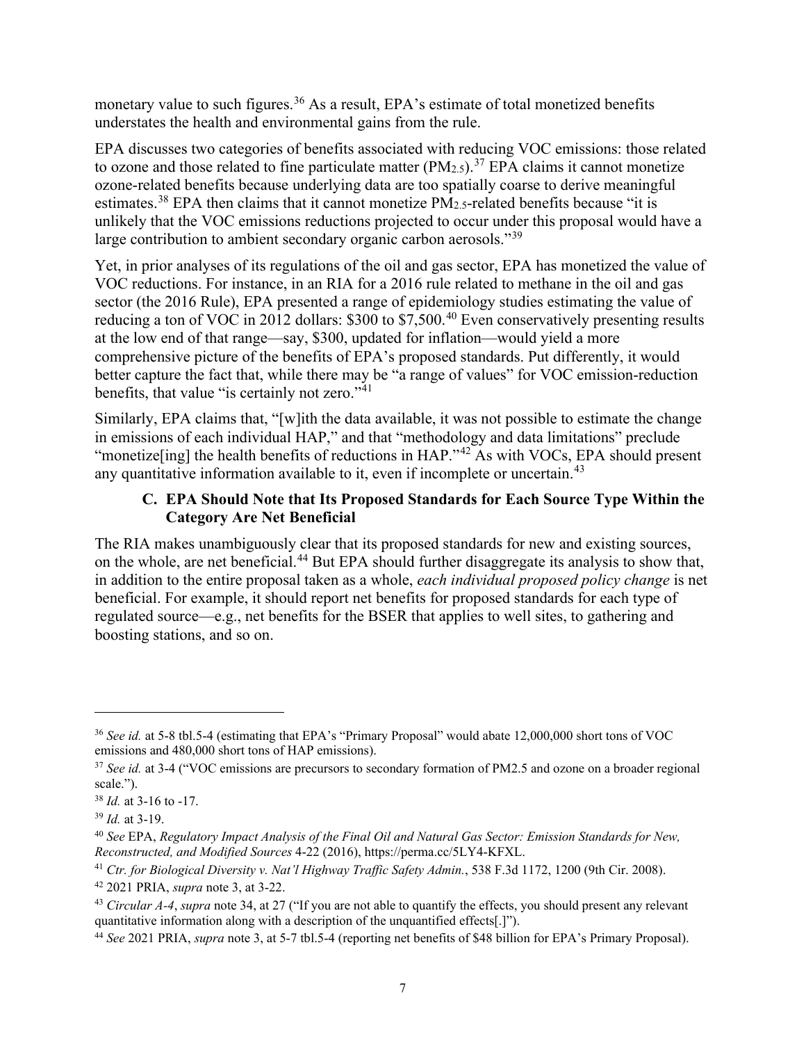monetary value to such figures.[36] As a result, EPA's estimate of total monetized benefits understates the health and environmental gains from the rule.

EPA discusses two categories of benefits associated with reducing VOC emissions: those related to ozone and those related to fine particulate matter ($PM_{2.5}$).[37] EPA claims it cannot monetize ozone-related benefits because underlying data are too spatially coarse to derive meaningful estimates.[38] EPA then claims that it cannot monetize $PM_{2.5}$-related benefits because "it is unlikely that the VOC emissions reductions projected to occur under this proposal would have a large contribution to ambient secondary organic carbon aerosols."[39]

Yet, in prior analyses of its regulations of the oil and gas sector, EPA has monetized the value of VOC reductions. For instance, in an RIA for a 2016 rule related to methane in the oil and gas sector (the 2016 Rule), EPA presented a range of epidemiology studies estimating the value of reducing a ton of VOC in 2012 dollars: $300 to $7,500.[40] Even conservatively presenting results at the low end of that range—say, $300, updated for inflation—would yield a more comprehensive picture of the benefits of EPA's proposed standards. Put differently, it would better capture the fact that, while there may be "a range of values" for VOC emission-reduction benefits, that value "is certainly not zero."[41]

Similarly, EPA claims that, "[w]ith the data available, it was not possible to estimate the change in emissions of each individual HAP," and that "methodology and data limitations" preclude "monetize[ing] the health benefits of reductions in HAP."[42] As with VOCs, EPA should present any quantitative information available to it, even if incomplete or uncertain.[43]

### C. EPA Should Note that Its Proposed Standards for Each Source Type Within the Category Are Net Beneficial

The RIA makes unambiguously clear that its proposed standards for new and existing sources, on the whole, are net beneficial.[44] But EPA should further disaggregate its analysis to show that, in addition to the entire proposal taken as a whole, *each individual proposed policy change* is net beneficial. For example, it should report net benefits for proposed standards for each type of regulated source—e.g., net benefits for the BSER that applies to well sites, to gathering and boosting stations, and so on.

---

[36] *See id.* at 5-8 tbl.5-4 (estimating that EPA's "Primary Proposal" would abate 12,000,000 short tons of VOC emissions and 480,000 short tons of HAP emissions).

[37] *See id.* at 3-4 ("VOC emissions are precursors to secondary formation of PM2.5 and ozone on a broader regional scale.").

[38] *Id.* at 3-16 to -17.

[39] *Id.* at 3-19.

[40] *See* EPA, *Regulatory Impact Analysis of the Final Oil and Natural Gas Sector: Emission Standards for New, Reconstructed, and Modified Sources* 4-22 (2016), https://perma.cc/5LY4-KFXL.

[41] *Ctr. for Biological Diversity v. Nat'l Highway Traffic Safety Admin.*, 538 F.3d 1172, 1200 (9th Cir. 2008).

[42] 2021 PRIA, *supra* note 3, at 3-22.

[43] *Circular A-4*, *supra* note 34, at 27 ("If you are not able to quantify the effects, you should present any relevant quantitative information along with a description of the unquantified effects[.]").

[44] *See* 2021 PRIA, *supra* note 3, at 5-7 tbl.5-4 (reporting net benefits of $48 billion for EPA's Primary Proposal).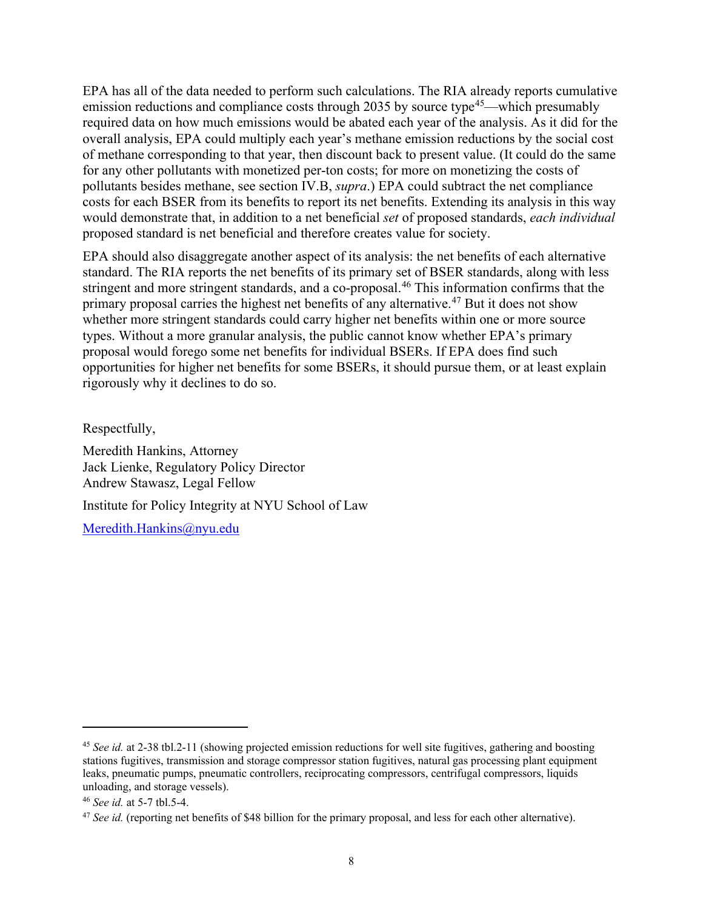EPA has all of the data needed to perform such calculations. The RIA already reports cumulative emission reductions and compliance costs through 2035 by source type[45]—which presumably required data on how much emissions would be abated each year of the analysis. As it did for the overall analysis, EPA could multiply each year's methane emission reductions by the social cost of methane corresponding to that year, then discount back to present value. (It could do the same for any other pollutants with monetized per-ton costs; for more on monetizing the costs of pollutants besides methane, see section IV.B, *supra*.) EPA could subtract the net compliance costs for each BSER from its benefits to report its net benefits. Extending its analysis in this way would demonstrate that, in addition to a net beneficial *set* of proposed standards, *each individual* proposed standard is net beneficial and therefore creates value for society.

EPA should also disaggregate another aspect of its analysis: the net benefits of each alternative standard. The RIA reports the net benefits of its primary set of BSER standards, along with less stringent and more stringent standards, and a co-proposal.[46] This information confirms that the primary proposal carries the highest net benefits of any alternative.[47] But it does not show whether more stringent standards could carry higher net benefits within one or more source types. Without a more granular analysis, the public cannot know whether EPA's primary proposal would forego some net benefits for individual BSERs. If EPA does find such opportunities for higher net benefits for some BSERs, it should pursue them, or at least explain rigorously why it declines to do so.

Respectfully,

Meredith Hankins, Attorney
Jack Lienke, Regulatory Policy Director
Andrew Stawasz, Legal Fellow

Institute for Policy Integrity at NYU School of Law

Meredith.Hankins@nyu.edu

---

[45] *See id.* at 2-38 tbl.2-11 (showing projected emission reductions for well site fugitives, gathering and boosting stations fugitives, transmission and storage compressor station fugitives, natural gas processing plant equipment leaks, pneumatic pumps, pneumatic controllers, reciprocating compressors, centrifugal compressors, liquids unloading, and storage vessels).

[46] *See id.* at 5-7 tbl.5-4.

[47] *See id.* (reporting net benefits of $48 billion for the primary proposal, and less for each other alternative).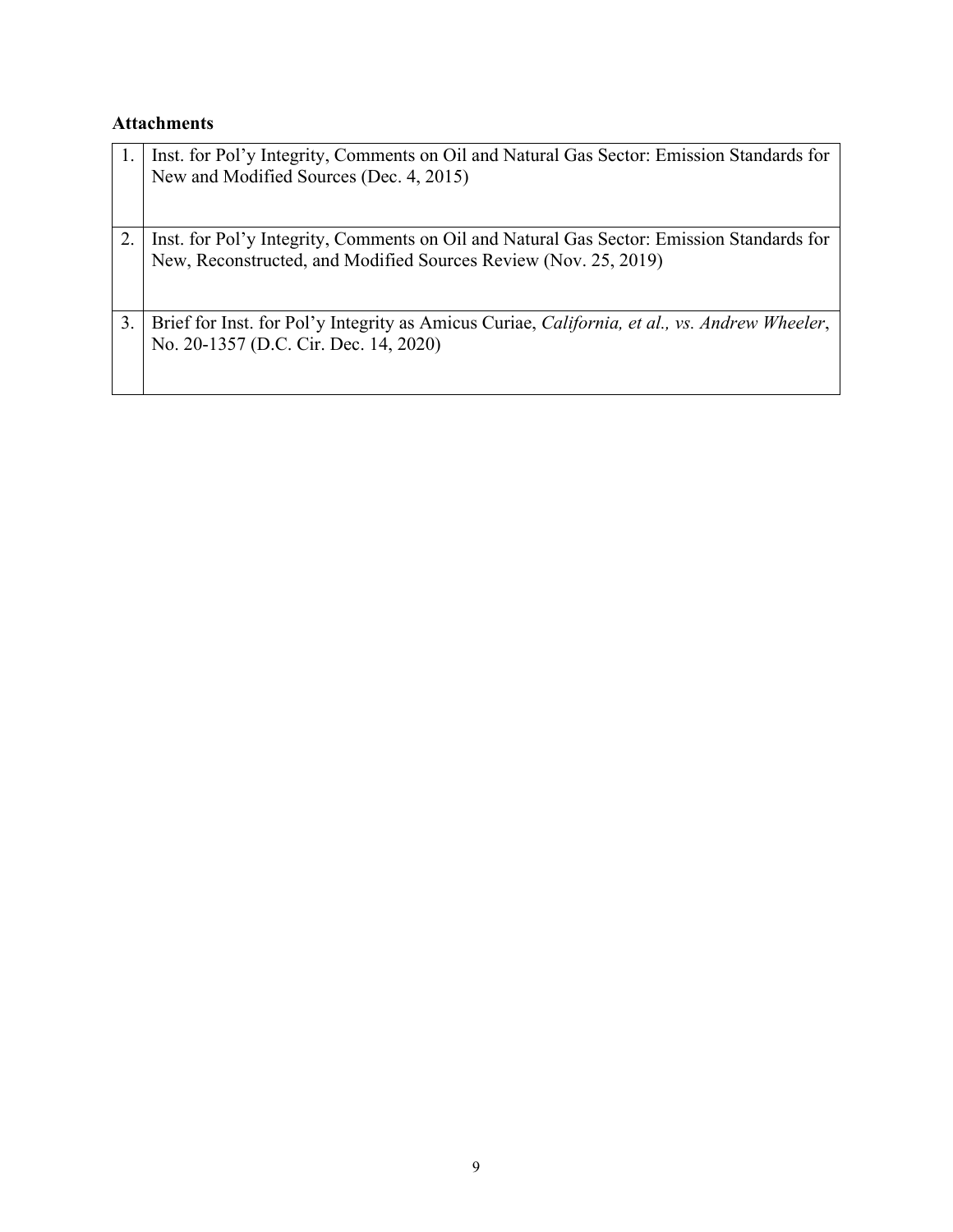**Attachments**

| | |
|---|---|
| 1. | Inst. for Pol'y Integrity, Comments on Oil and Natural Gas Sector: Emission Standards for New and Modified Sources (Dec. 4, 2015) |
| 2. | Inst. for Pol'y Integrity, Comments on Oil and Natural Gas Sector: Emission Standards for New, Reconstructed, and Modified Sources Review (Nov. 25, 2019) |
| 3. | Brief for Inst. for Pol'y Integrity as Amicus Curiae, *California, et al., vs. Andrew Wheeler*, No. 20-1357 (D.C. Cir. Dec. 14, 2020) |